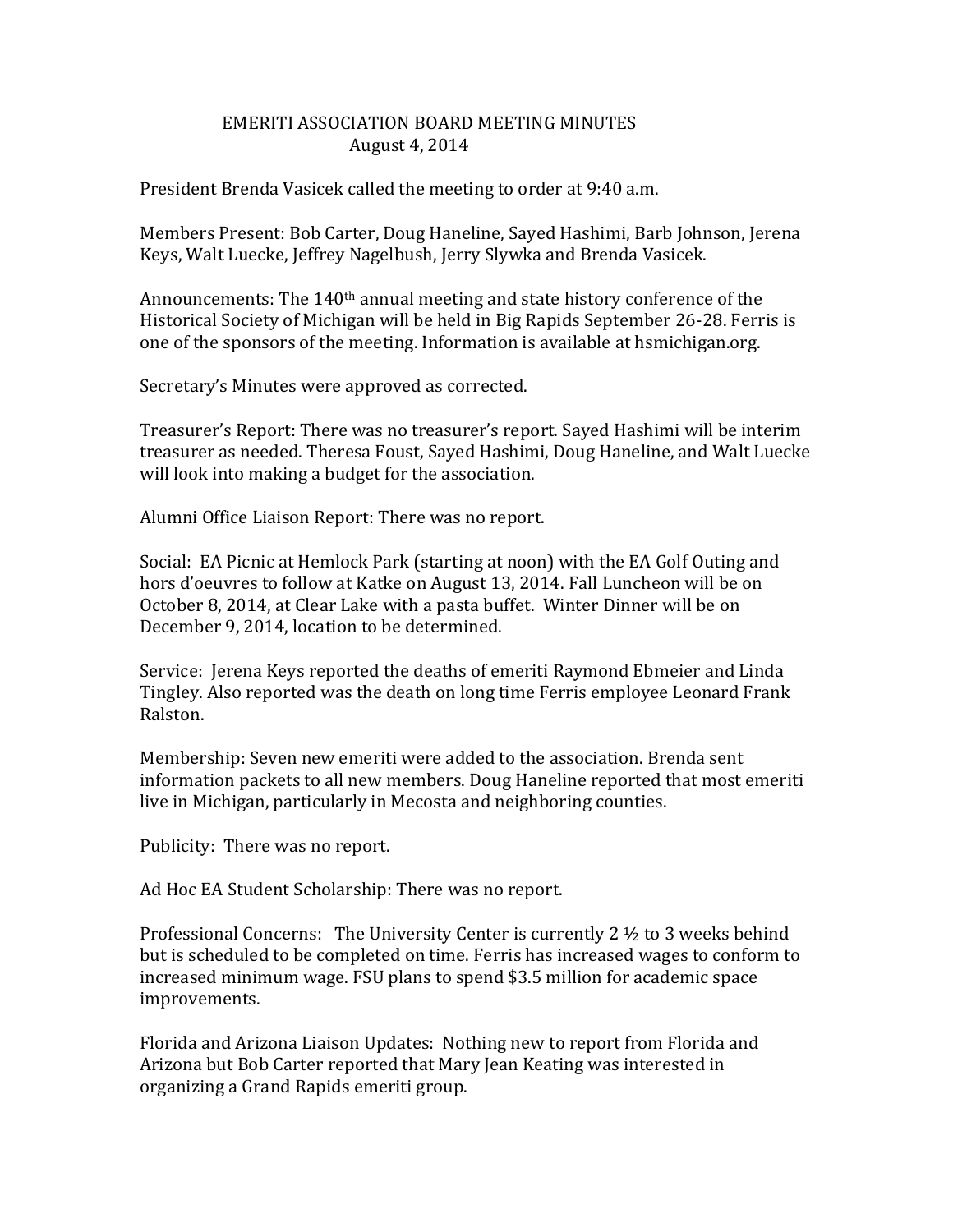# EMERITI ASSOCIATION BOARD MEETING MINUTES

August 4, 2014

President Brenda Vasicek called the meeting to order at 9:40 a.m.

Members Present: Bob Carter, Doug Haneline, Sayed Hashimi, Barb Johnson, Jerena Keys, Walt Luecke, Jeffrey Nagelbush, Jerry Slywka and Brenda Vasicek.

Announcements: The 140th annual meeting and state history conference of the Historical Society of Michigan will be held in Big Rapids September 26-28. Ferris is one of the sponsors of the meeting. Information is available at hsmichigan.org.

Secretary's Minutes were approved as corrected.

Treasurer's Report: There was no treasurer's report. Sayed Hashimi will be interim treasurer as needed. Theresa Foust, Sayed Hashimi, Doug Haneline, and Walt Luecke will look into making a budget for the association.

Alumni Office Liaison Report: There was no report.

Social: EA Picnic at Hemlock Park (starting at noon) with the EA Golf Outing and hors d'oeuvres to follow at Katke on August 13, 2014. Fall Luncheon will be on October 8, 2014, at Clear Lake with a pasta buffet. Winter Dinner will be on December 9, 2014, location to be determined.

Service: Jerena Keys reported the deaths of emeriti Raymond Ebmeier and Linda Tingley. Also reported was the death on long time Ferris employee Leonard Frank Ralston.

Membership: Seven new emeriti were added to the association. Brenda sent information packets to all new members. Doug Haneline reported that most emeriti live in Michigan, particularly in Mecosta and neighboring counties.

Publicity: There was no report.

Ad Hoc EA Student Scholarship: There was no report.

Professional Concerns: The University Center is currently 2 ½ to 3 weeks behind but is scheduled to be completed on time. Ferris has increased wages to conform to increased minimum wage. FSU plans to spend $3.5 million for academic space improvements.

Florida and Arizona Liaison Updates: Nothing new to report from Florida and Arizona but Bob Carter reported that Mary Jean Keating was interested in organizing a Grand Rapids emeriti group.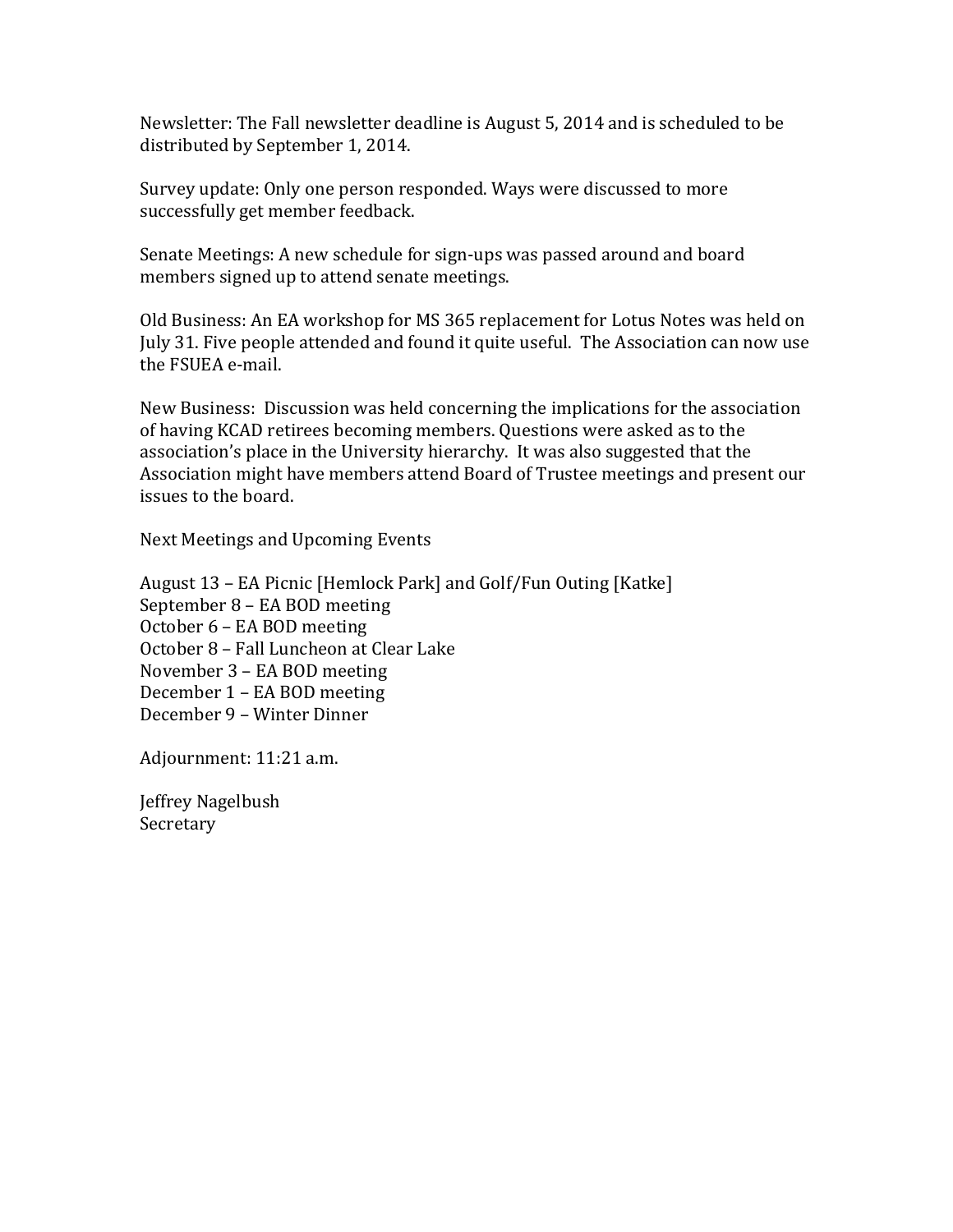Newsletter: The Fall newsletter deadline is August 5, 2014 and is scheduled to be distributed by September 1, 2014.

Survey update: Only one person responded. Ways were discussed to more successfully get member feedback.

Senate Meetings: A new schedule for sign-ups was passed around and board members signed up to attend senate meetings.

Old Business: An EA workshop for MS 365 replacement for Lotus Notes was held on July 31. Five people attended and found it quite useful. The Association can now use the FSUEA e-mail.

New Business: Discussion was held concerning the implications for the association of having KCAD retirees becoming members. Questions were asked as to the association's place in the University hierarchy. It was also suggested that the Association might have members attend Board of Trustee meetings and present our issues to the board.

Next Meetings and Upcoming Events

August 13 – EA Picnic [Hemlock Park] and Golf/Fun Outing [Katke]
September 8 – EA BOD meeting
October 6 – EA BOD meeting
October 8 – Fall Luncheon at Clear Lake
November 3 – EA BOD meeting
December 1 – EA BOD meeting
December 9 – Winter Dinner

Adjournment: 11:21 a.m.

Jeffrey Nagelbush
Secretary